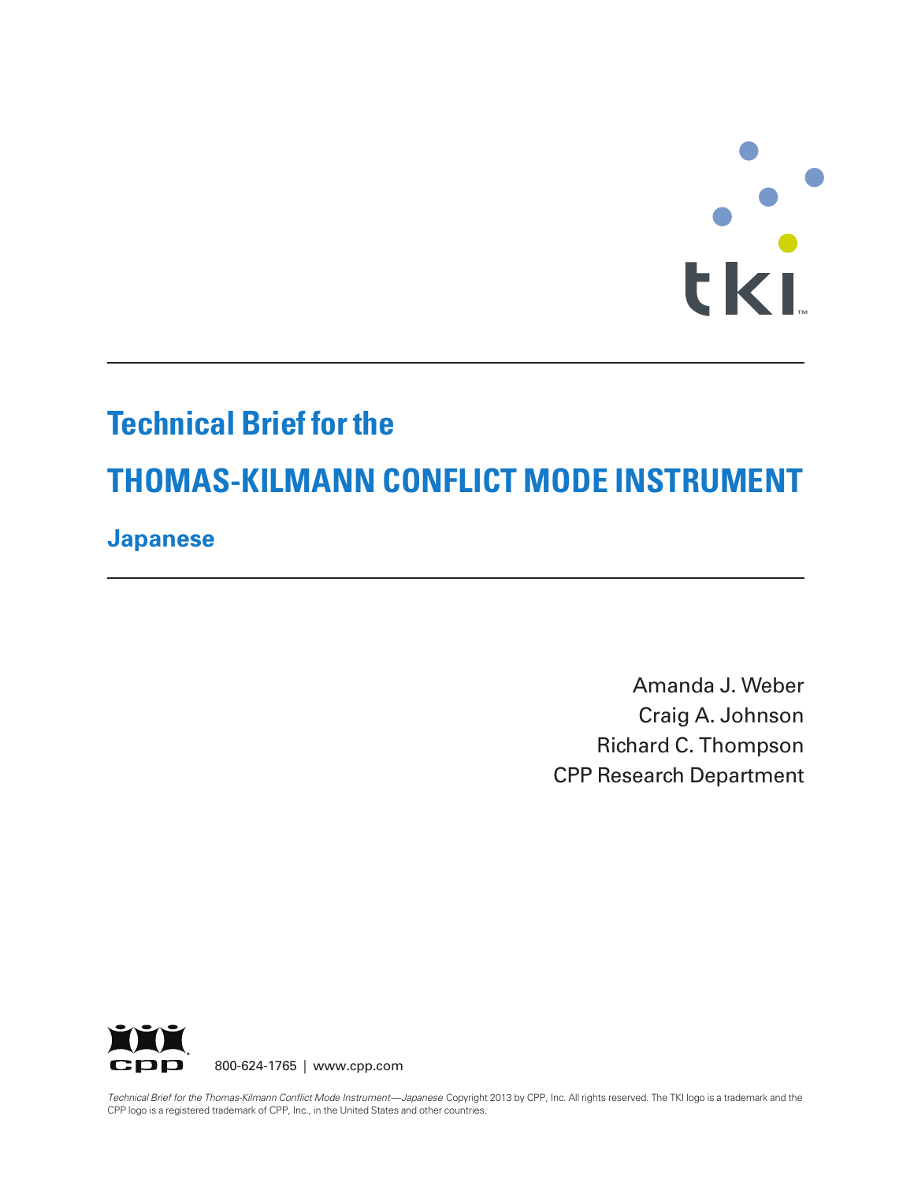tki™

# Technical Brief for the

# THOMAS-KILMANN CONFLICT MODE INSTRUMENT

## Japanese

Amanda J. Weber
Craig A. Johnson
Richard C. Thompson
CPP Research Department

800-624-1765 | www.cpp.com

*Technical Brief for the Thomas-Kilmann Conflict Mode Instrument—Japanese* Copyright 2013 by CPP, Inc. All rights reserved. The TKI logo is a trademark and the CPP logo is a registered trademark of CPP, Inc., in the United States and other countries.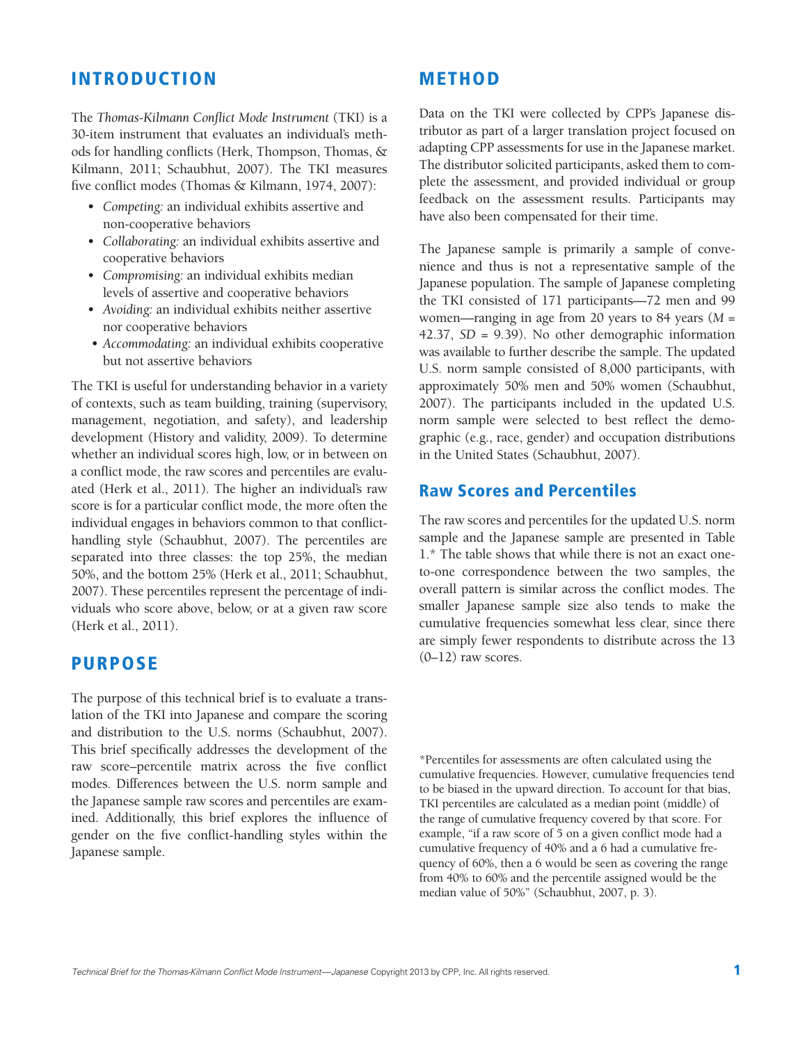## INTRODUCTION

The *Thomas-Kilmann Conflict Mode Instrument* (TKI) is a 30-item instrument that evaluates an individual's methods for handling conflicts (Herk, Thompson, Thomas, & Kilmann, 2011; Schaubhut, 2007). The TKI measures five conflict modes (Thomas & Kilmann, 1974, 2007):

- *Competing:* an individual exhibits assertive and non-cooperative behaviors
- *Collaborating:* an individual exhibits assertive and cooperative behaviors
- *Compromising:* an individual exhibits median levels of assertive and cooperative behaviors
- *Avoiding:* an individual exhibits neither assertive nor cooperative behaviors
- *Accommodating:* an individual exhibits cooperative but not assertive behaviors

The TKI is useful for understanding behavior in a variety of contexts, such as team building, training (supervisory, management, negotiation, and safety), and leadership development (History and validity, 2009). To determine whether an individual scores high, low, or in between on a conflict mode, the raw scores and percentiles are evaluated (Herk et al., 2011). The higher an individual's raw score is for a particular conflict mode, the more often the individual engages in behaviors common to that conflict-handling style (Schaubhut, 2007). The percentiles are separated into three classes: the top 25%, the median 50%, and the bottom 25% (Herk et al., 2011; Schaubhut, 2007). These percentiles represent the percentage of individuals who score above, below, or at a given raw score (Herk et al., 2011).

## PURPOSE

The purpose of this technical brief is to evaluate a translation of the TKI into Japanese and compare the scoring and distribution to the U.S. norms (Schaubhut, 2007). This brief specifically addresses the development of the raw score–percentile matrix across the five conflict modes. Differences between the U.S. norm sample and the Japanese sample raw scores and percentiles are examined. Additionally, this brief explores the influence of gender on the five conflict-handling styles within the Japanese sample.

## METHOD

Data on the TKI were collected by CPP's Japanese distributor as part of a larger translation project focused on adapting CPP assessments for use in the Japanese market. The distributor solicited participants, asked them to complete the assessment, and provided individual or group feedback on the assessment results. Participants may have also been compensated for their time.

The Japanese sample is primarily a sample of convenience and thus is not a representative sample of the Japanese population. The sample of Japanese completing the TKI consisted of 171 participants—72 men and 99 women—ranging in age from 20 years to 84 years ($M$ = 42.37, $SD$ = 9.39). No other demographic information was available to further describe the sample. The updated U.S. norm sample consisted of 8,000 participants, with approximately 50% men and 50% women (Schaubhut, 2007). The participants included in the updated U.S. norm sample were selected to best reflect the demographic (e.g., race, gender) and occupation distributions in the United States (Schaubhut, 2007).

### Raw Scores and Percentiles

The raw scores and percentiles for the updated U.S. norm sample and the Japanese sample are presented in Table 1.* The table shows that while there is not an exact one-to-one correspondence between the two samples, the overall pattern is similar across the conflict modes. The smaller Japanese sample size also tends to make the cumulative frequencies somewhat less clear, since there are simply fewer respondents to distribute across the 13 (0–12) raw scores.

*Percentiles for assessments are often calculated using the cumulative frequencies. However, cumulative frequencies tend to be biased in the upward direction. To account for that bias, TKI percentiles are calculated as a median point (middle) of the range of cumulative frequency covered by that score. For example, "if a raw score of 5 on a given conflict mode had a cumulative frequency of 40% and a 6 had a cumulative frequency of 60%, then a 6 would be seen as covering the range from 40% to 60% and the percentile assigned would be the median value of 50%" (Schaubhut, 2007, p. 3).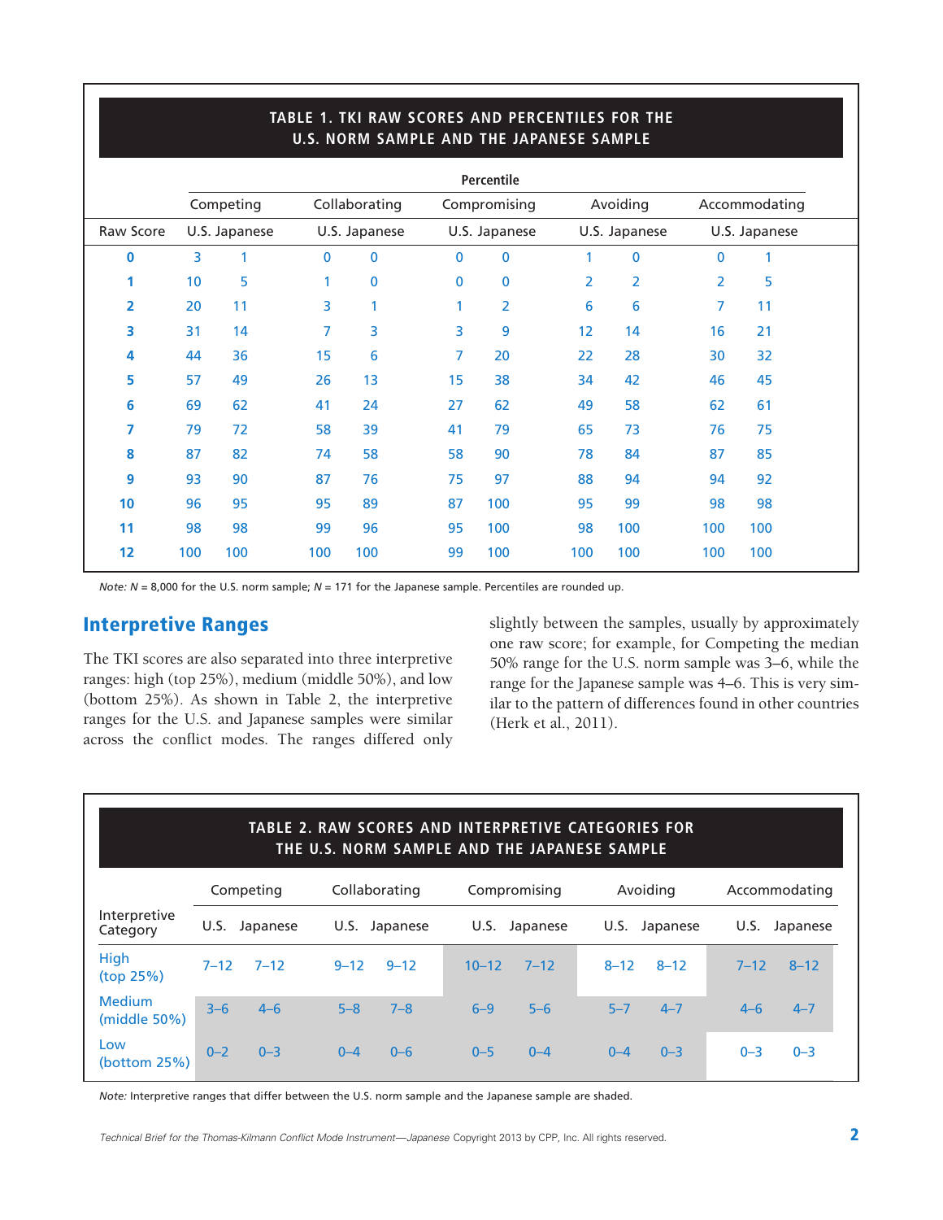**TABLE 1. TKI RAW SCORES AND PERCENTILES FOR THE U.S. NORM SAMPLE AND THE JAPANESE SAMPLE**

| | Percentile | | | | | | | | | |
|---|---|---|---|---|---|---|---|---|---|---|
| | Competing | | Collaborating | | Compromising | | Avoiding | | Accommodating | |
| Raw Score | U.S. | Japanese | U.S. | Japanese | U.S. | Japanese | U.S. | Japanese | U.S. | Japanese |
| **0** | 3 | 1 | 0 | 0 | 0 | 0 | 1 | 0 | 0 | 1 |
| **1** | 10 | 5 | 1 | 0 | 0 | 0 | 2 | 2 | 2 | 5 |
| **2** | 20 | 11 | 3 | 1 | 1 | 2 | 6 | 6 | 7 | 11 |
| **3** | 31 | 14 | 7 | 3 | 3 | 9 | 12 | 14 | 16 | 21 |
| **4** | 44 | 36 | 15 | 6 | 7 | 20 | 22 | 28 | 30 | 32 |
| **5** | 57 | 49 | 26 | 13 | 15 | 38 | 34 | 42 | 46 | 45 |
| **6** | 69 | 62 | 41 | 24 | 27 | 62 | 49 | 58 | 62 | 61 |
| **7** | 79 | 72 | 58 | 39 | 41 | 79 | 65 | 73 | 76 | 75 |
| **8** | 87 | 82 | 74 | 58 | 58 | 90 | 78 | 84 | 87 | 85 |
| **9** | 93 | 90 | 87 | 76 | 75 | 97 | 88 | 94 | 94 | 92 |
| **10** | 96 | 95 | 95 | 89 | 87 | 100 | 95 | 99 | 98 | 98 |
| **11** | 98 | 98 | 99 | 96 | 95 | 100 | 98 | 100 | 100 | 100 |
| **12** | 100 | 100 | 100 | 100 | 99 | 100 | 100 | 100 | 100 | 100 |

*Note: N* = 8,000 for the U.S. norm sample; *N* = 171 for the Japanese sample. Percentiles are rounded up.

## Interpretive Ranges

The TKI scores are also separated into three interpretive ranges: high (top 25%), medium (middle 50%), and low (bottom 25%). As shown in Table 2, the interpretive ranges for the U.S. and Japanese samples were similar across the conflict modes. The ranges differed only slightly between the samples, usually by approximately one raw score; for example, for Competing the median 50% range for the U.S. norm sample was 3–6, while the range for the Japanese sample was 4–6. This is very similar to the pattern of differences found in other countries (Herk et al., 2011).

**TABLE 2. RAW SCORES AND INTERPRETIVE CATEGORIES FOR THE U.S. NORM SAMPLE AND THE JAPANESE SAMPLE**

| | Competing | | Collaborating | | Compromising | | Avoiding | | Accommodating | |
|---|---|---|---|---|---|---|---|---|---|---|
| Interpretive Category | U.S. | Japanese | U.S. | Japanese | U.S. | Japanese | U.S. | Japanese | U.S. | Japanese |
| High (top 25%) | 7–12 | 7–12 | 9–12 | 9–12 | 10–12 | 7–12 | 8–12 | 8–12 | 7–12 | 8–12 |
| Medium (middle 50%) | 3–6 | 4–6 | 5–8 | 7–8 | 6–9 | 5–6 | 5–7 | 4–7 | 4–6 | 4–7 |
| Low (bottom 25%) | 0–2 | 0–3 | 0–4 | 0–6 | 0–5 | 0–4 | 0–4 | 0–3 | 0–3 | 0–3 |

*Note:* Interpretive ranges that differ between the U.S. norm sample and the Japanese sample are shaded.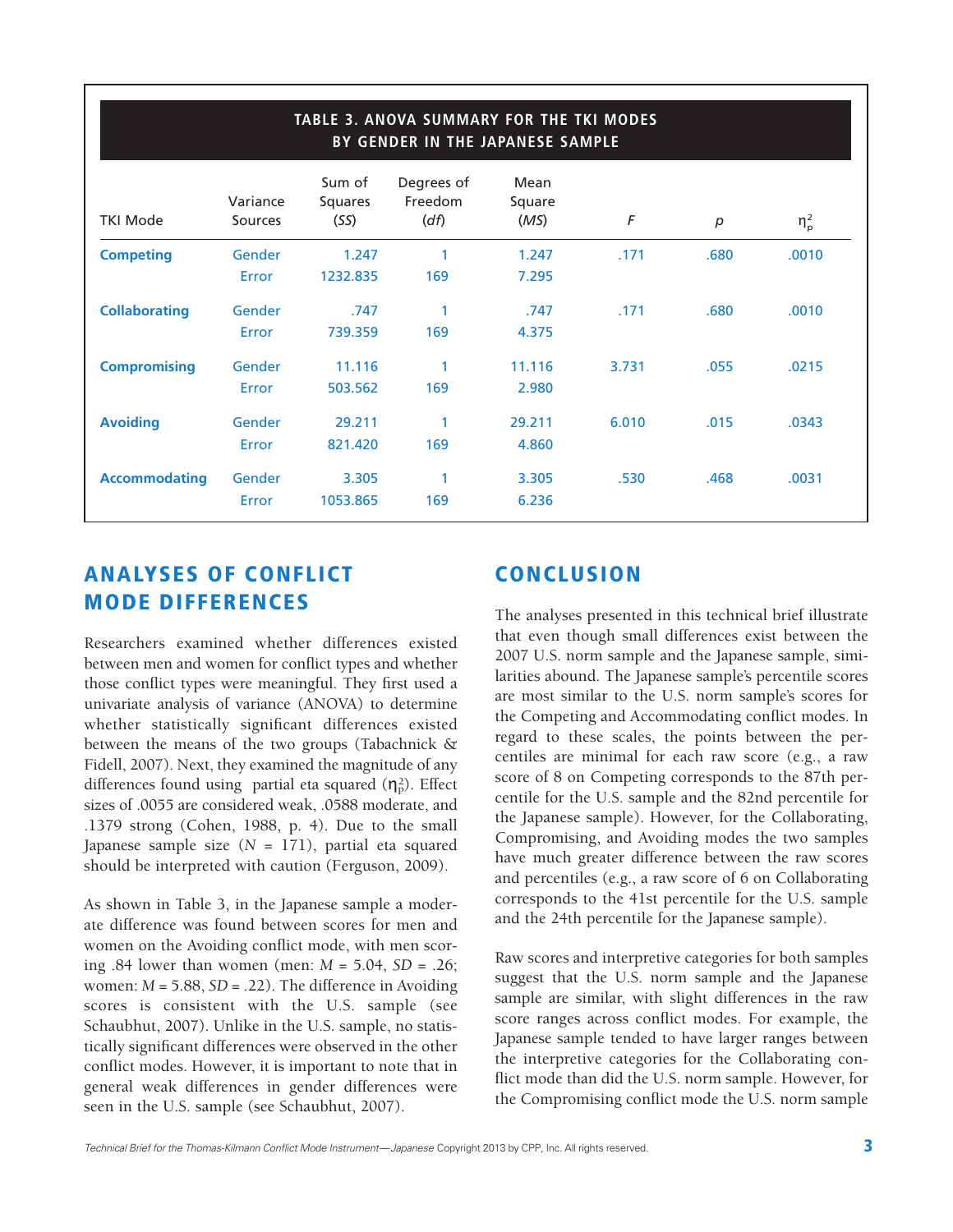**TABLE 3. ANOVA SUMMARY FOR THE TKI MODES BY GENDER IN THE JAPANESE SAMPLE**

| TKI Mode | Variance Sources | Sum of Squares (*SS*) | Degrees of Freedom (*df*) | Mean Square (*MS*) | *F* | *p* | $\eta_p^2$ |
|---|---|---|---|---|---|---|---|
| **Competing** | Gender | 1.247 | 1 | 1.247 | .171 | .680 | .0010 |
| | Error | 1232.835 | 169 | 7.295 | | | |
| **Collaborating** | Gender | .747 | 1 | .747 | .171 | .680 | .0010 |
| | Error | 739.359 | 169 | 4.375 | | | |
| **Compromising** | Gender | 11.116 | 1 | 11.116 | 3.731 | .055 | .0215 |
| | Error | 503.562 | 169 | 2.980 | | | |
| **Avoiding** | Gender | 29.211 | 1 | 29.211 | 6.010 | .015 | .0343 |
| | Error | 821.420 | 169 | 4.860 | | | |
| **Accommodating** | Gender | 3.305 | 1 | 3.305 | .530 | .468 | .0031 |
| | Error | 1053.865 | 169 | 6.236 | | | |

## ANALYSES OF CONFLICT MODE DIFFERENCES

Researchers examined whether differences existed between men and women for conflict types and whether those conflict types were meaningful. They first used a univariate analysis of variance (ANOVA) to determine whether statistically significant differences existed between the means of the two groups (Tabachnick & Fidell, 2007). Next, they examined the magnitude of any differences found using partial eta squared ($\eta_p^2$). Effect sizes of .0055 are considered weak, .0588 moderate, and .1379 strong (Cohen, 1988, p. 4). Due to the small Japanese sample size ($N$ = 171), partial eta squared should be interpreted with caution (Ferguson, 2009).

As shown in Table 3, in the Japanese sample a moderate difference was found between scores for men and women on the Avoiding conflict mode, with men scoring .84 lower than women (men: $M$ = 5.04, $SD$ = .26; women: $M$ = 5.88, $SD$ = .22). The difference in Avoiding scores is consistent with the U.S. sample (see Schaubhut, 2007). Unlike in the U.S. sample, no statistically significant differences were observed in the other conflict modes. However, it is important to note that in general weak differences in gender differences were seen in the U.S. sample (see Schaubhut, 2007).

## CONCLUSION

The analyses presented in this technical brief illustrate that even though small differences exist between the 2007 U.S. norm sample and the Japanese sample, similarities abound. The Japanese sample's percentile scores are most similar to the U.S. norm sample's scores for the Competing and Accommodating conflict modes. In regard to these scales, the points between the percentiles are minimal for each raw score (e.g., a raw score of 8 on Competing corresponds to the 87th percentile for the U.S. sample and the 82nd percentile for the Japanese sample). However, for the Collaborating, Compromising, and Avoiding modes the two samples have much greater difference between the raw scores and percentiles (e.g., a raw score of 6 on Collaborating corresponds to the 41st percentile for the U.S. sample and the 24th percentile for the Japanese sample).

Raw scores and interpretive categories for both samples suggest that the U.S. norm sample and the Japanese sample are similar, with slight differences in the raw score ranges across conflict modes. For example, the Japanese sample tended to have larger ranges between the interpretive categories for the Collaborating conflict mode than did the U.S. norm sample. However, for the Compromising conflict mode the U.S. norm sample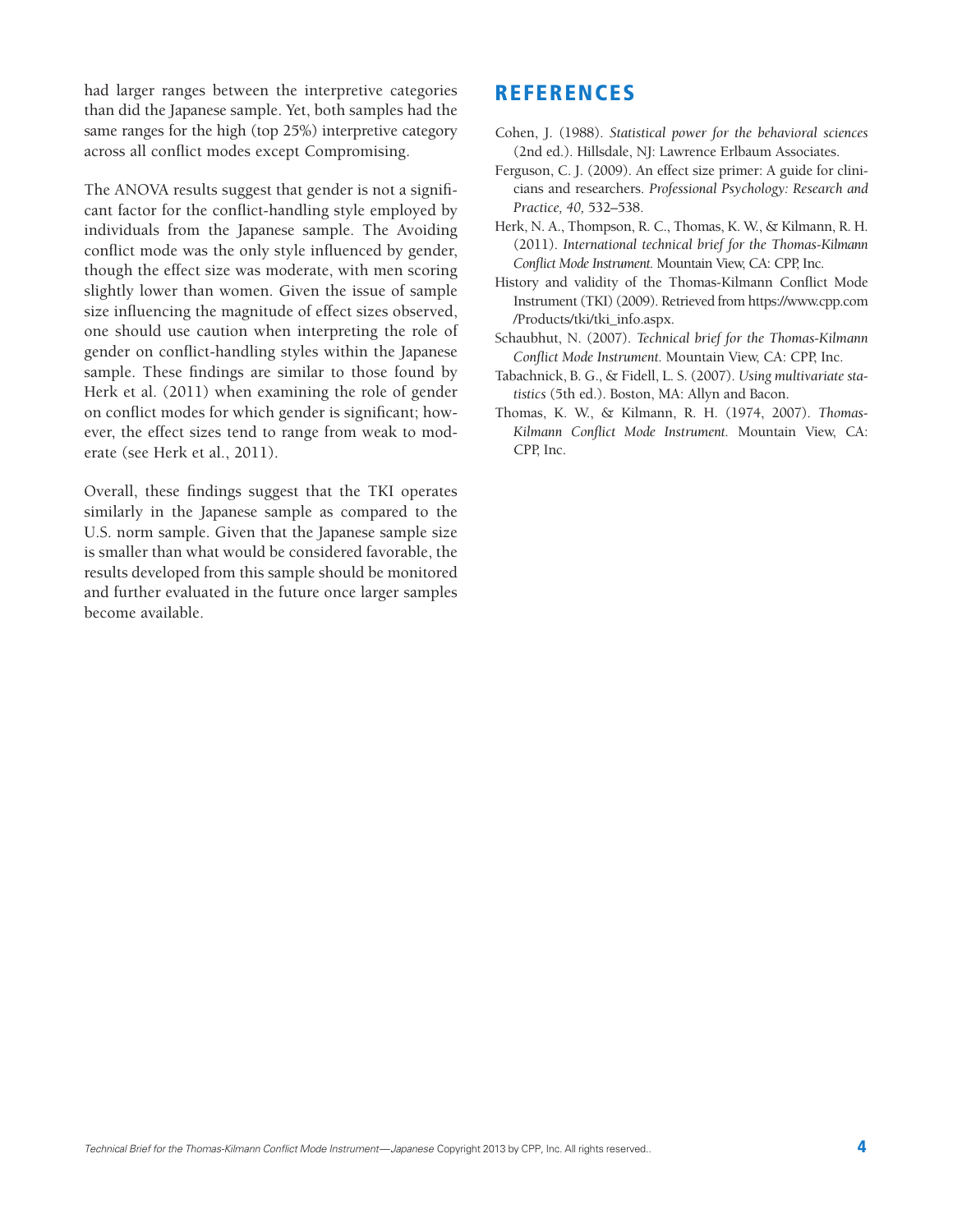had larger ranges between the interpretive categories than did the Japanese sample. Yet, both samples had the same ranges for the high (top 25%) interpretive category across all conflict modes except Compromising.

The ANOVA results suggest that gender is not a significant factor for the conflict-handling style employed by individuals from the Japanese sample. The Avoiding conflict mode was the only style influenced by gender, though the effect size was moderate, with men scoring slightly lower than women. Given the issue of sample size influencing the magnitude of effect sizes observed, one should use caution when interpreting the role of gender on conflict-handling styles within the Japanese sample. These findings are similar to those found by Herk et al. (2011) when examining the role of gender on conflict modes for which gender is significant; however, the effect sizes tend to range from weak to moderate (see Herk et al., 2011).

Overall, these findings suggest that the TKI operates similarly in the Japanese sample as compared to the U.S. norm sample. Given that the Japanese sample size is smaller than what would be considered favorable, the results developed from this sample should be monitored and further evaluated in the future once larger samples become available.

## REFERENCES

Cohen, J. (1988). *Statistical power for the behavioral sciences* (2nd ed.). Hillsdale, NJ: Lawrence Erlbaum Associates.

Ferguson, C. J. (2009). An effect size primer: A guide for clinicians and researchers. *Professional Psychology: Research and Practice, 40,* 532–538.

Herk, N. A., Thompson, R. C., Thomas, K. W., & Kilmann, R. H. (2011). *International technical brief for the Thomas-Kilmann Conflict Mode Instrument.* Mountain View, CA: CPP, Inc.

History and validity of the Thomas-Kilmann Conflict Mode Instrument (TKI) (2009). Retrieved from https://www.cpp.com/Products/tki/tki_info.aspx.

Schaubhut, N. (2007). *Technical brief for the Thomas-Kilmann Conflict Mode Instrument.* Mountain View, CA: CPP, Inc.

Tabachnick, B. G., & Fidell, L. S. (2007). *Using multivariate statistics* (5th ed.). Boston, MA: Allyn and Bacon.

Thomas, K. W., & Kilmann, R. H. (1974, 2007). *Thomas-Kilmann Conflict Mode Instrument.* Mountain View, CA: CPP, Inc.